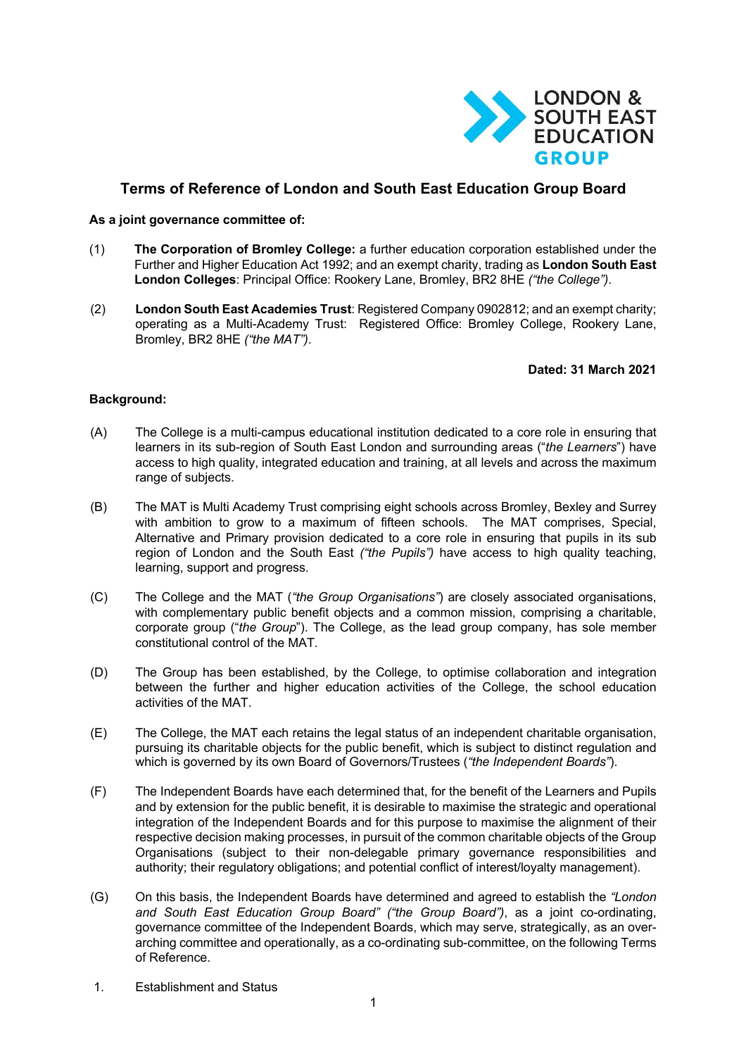LONDON & SOUTH EAST EDUCATION GROUP

# Terms of Reference of London and South East Education Group Board

**As a joint governance committee of:**

(1) **The Corporation of Bromley College:** a further education corporation established under the Further and Higher Education Act 1992; and an exempt charity, trading as **London South East London Colleges**: Principal Office: Rookery Lane, Bromley, BR2 8HE *("the College")*.

(2) **London South East Academies Trust**: Registered Company 0902812; and an exempt charity; operating as a Multi-Academy Trust: Registered Office: Bromley College, Rookery Lane, Bromley, BR2 8HE *("the MAT")*.

**Dated: 31 March 2021**

**Background:**

(A) The College is a multi-campus educational institution dedicated to a core role in ensuring that learners in its sub-region of South East London and surrounding areas ("*the Learners*") have access to high quality, integrated education and training, at all levels and across the maximum range of subjects.

(B) The MAT is Multi Academy Trust comprising eight schools across Bromley, Bexley and Surrey with ambition to grow to a maximum of fifteen schools. The MAT comprises, Special, Alternative and Primary provision dedicated to a core role in ensuring that pupils in its sub region of London and the South East *("the Pupils")* have access to high quality teaching, learning, support and progress.

(C) The College and the MAT (*"the Group Organisations"*) are closely associated organisations, with complementary public benefit objects and a common mission, comprising a charitable, corporate group ("*the Group*"). The College, as the lead group company, has sole member constitutional control of the MAT.

(D) The Group has been established, by the College, to optimise collaboration and integration between the further and higher education activities of the College, the school education activities of the MAT.

(E) The College, the MAT each retains the legal status of an independent charitable organisation, pursuing its charitable objects for the public benefit, which is subject to distinct regulation and which is governed by its own Board of Governors/Trustees (*"the Independent Boards"*).

(F) The Independent Boards have each determined that, for the benefit of the Learners and Pupils and by extension for the public benefit, it is desirable to maximise the strategic and operational integration of the Independent Boards and for this purpose to maximise the alignment of their respective decision making processes, in pursuit of the common charitable objects of the Group Organisations (subject to their non-delegable primary governance responsibilities and authority; their regulatory obligations; and potential conflict of interest/loyalty management).

(G) On this basis, the Independent Boards have determined and agreed to establish the *"London and South East Education Group Board" ("the Group Board")*, as a joint co-ordinating, governance committee of the Independent Boards, which may serve, strategically, as an over-arching committee and operationally, as a co-ordinating sub-committee, on the following Terms of Reference.

1. Establishment and Status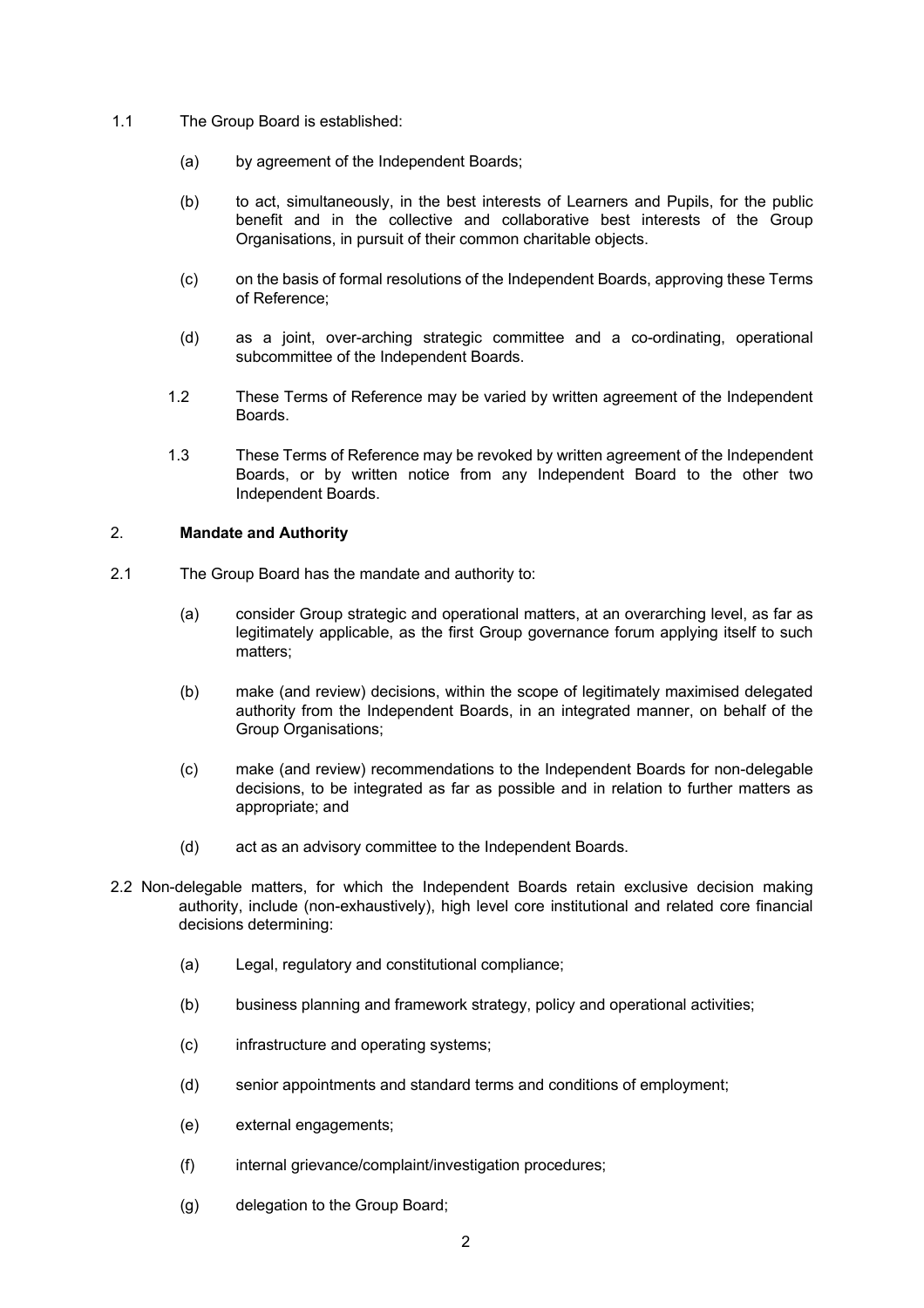1.1 The Group Board is established:

(a) by agreement of the Independent Boards;

(b) to act, simultaneously, in the best interests of Learners and Pupils, for the public benefit and in the collective and collaborative best interests of the Group Organisations, in pursuit of their common charitable objects.

(c) on the basis of formal resolutions of the Independent Boards, approving these Terms of Reference;

(d) as a joint, over-arching strategic committee and a co-ordinating, operational subcommittee of the Independent Boards.

1.2 These Terms of Reference may be varied by written agreement of the Independent Boards.

1.3 These Terms of Reference may be revoked by written agreement of the Independent Boards, or by written notice from any Independent Board to the other two Independent Boards.

## 2. Mandate and Authority

2.1 The Group Board has the mandate and authority to:

(a) consider Group strategic and operational matters, at an overarching level, as far as legitimately applicable, as the first Group governance forum applying itself to such matters;

(b) make (and review) decisions, within the scope of legitimately maximised delegated authority from the Independent Boards, in an integrated manner, on behalf of the Group Organisations;

(c) make (and review) recommendations to the Independent Boards for non-delegable decisions, to be integrated as far as possible and in relation to further matters as appropriate; and

(d) act as an advisory committee to the Independent Boards.

2.2 Non-delegable matters, for which the Independent Boards retain exclusive decision making authority, include (non-exhaustively), high level core institutional and related core financial decisions determining:

(a) Legal, regulatory and constitutional compliance;

(b) business planning and framework strategy, policy and operational activities;

(c) infrastructure and operating systems;

(d) senior appointments and standard terms and conditions of employment;

(e) external engagements;

(f) internal grievance/complaint/investigation procedures;

(g) delegation to the Group Board;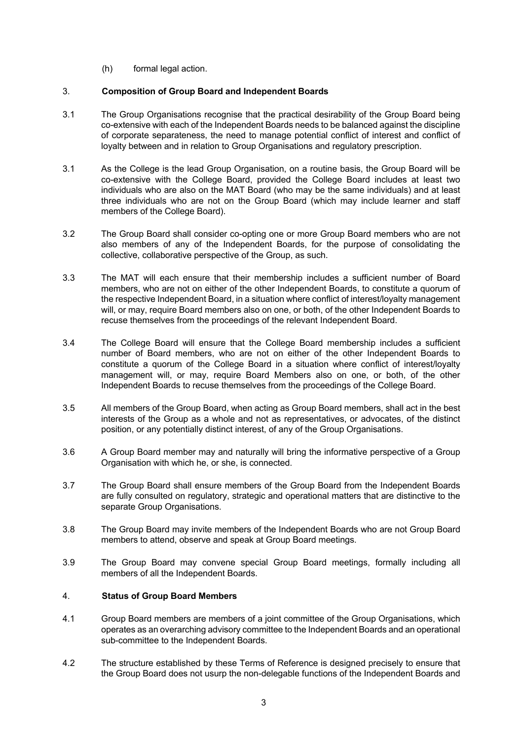(h) formal legal action.

## 3. Composition of Group Board and Independent Boards

3.1 The Group Organisations recognise that the practical desirability of the Group Board being co-extensive with each of the Independent Boards needs to be balanced against the discipline of corporate separateness, the need to manage potential conflict of interest and conflict of loyalty between and in relation to Group Organisations and regulatory prescription.

3.1 As the College is the lead Group Organisation, on a routine basis, the Group Board will be co-extensive with the College Board, provided the College Board includes at least two individuals who are also on the MAT Board (who may be the same individuals) and at least three individuals who are not on the Group Board (which may include learner and staff members of the College Board).

3.2 The Group Board shall consider co-opting one or more Group Board members who are not also members of any of the Independent Boards, for the purpose of consolidating the collective, collaborative perspective of the Group, as such.

3.3 The MAT will each ensure that their membership includes a sufficient number of Board members, who are not on either of the other Independent Boards, to constitute a quorum of the respective Independent Board, in a situation where conflict of interest/loyalty management will, or may, require Board members also on one, or both, of the other Independent Boards to recuse themselves from the proceedings of the relevant Independent Board.

3.4 The College Board will ensure that the College Board membership includes a sufficient number of Board members, who are not on either of the other Independent Boards to constitute a quorum of the College Board in a situation where conflict of interest/loyalty management will, or may, require Board Members also on one, or both, of the other Independent Boards to recuse themselves from the proceedings of the College Board.

3.5 All members of the Group Board, when acting as Group Board members, shall act in the best interests of the Group as a whole and not as representatives, or advocates, of the distinct position, or any potentially distinct interest, of any of the Group Organisations.

3.6 A Group Board member may and naturally will bring the informative perspective of a Group Organisation with which he, or she, is connected.

3.7 The Group Board shall ensure members of the Group Board from the Independent Boards are fully consulted on regulatory, strategic and operational matters that are distinctive to the separate Group Organisations.

3.8 The Group Board may invite members of the Independent Boards who are not Group Board members to attend, observe and speak at Group Board meetings.

3.9 The Group Board may convene special Group Board meetings, formally including all members of all the Independent Boards.

## 4. Status of Group Board Members

4.1 Group Board members are members of a joint committee of the Group Organisations, which operates as an overarching advisory committee to the Independent Boards and an operational sub-committee to the Independent Boards.

4.2 The structure established by these Terms of Reference is designed precisely to ensure that the Group Board does not usurp the non-delegable functions of the Independent Boards and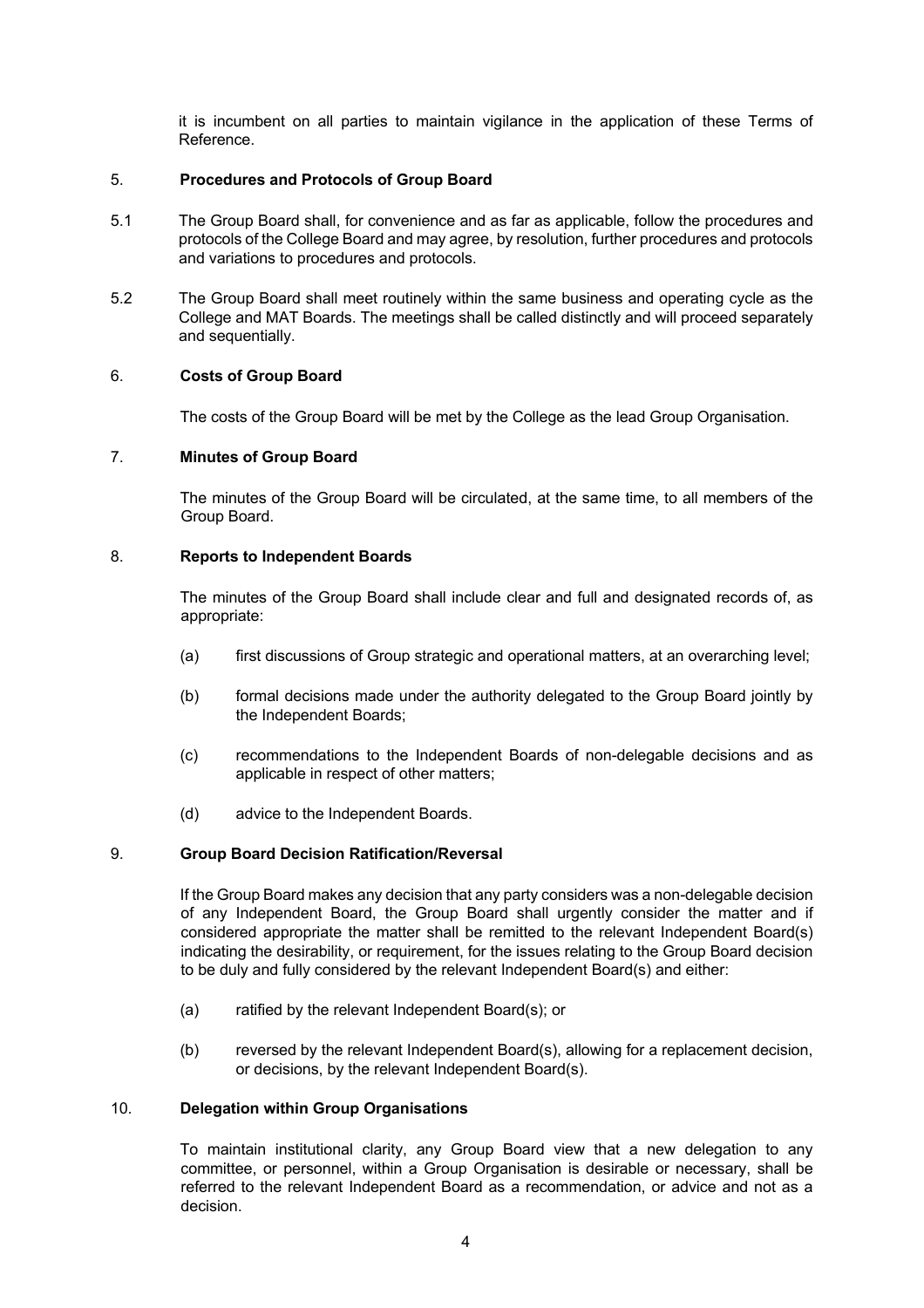it is incumbent on all parties to maintain vigilance in the application of these Terms of Reference.

## 5. Procedures and Protocols of Group Board

5.1 The Group Board shall, for convenience and as far as applicable, follow the procedures and protocols of the College Board and may agree, by resolution, further procedures and protocols and variations to procedures and protocols.

5.2 The Group Board shall meet routinely within the same business and operating cycle as the College and MAT Boards. The meetings shall be called distinctly and will proceed separately and sequentially.

## 6. Costs of Group Board

The costs of the Group Board will be met by the College as the lead Group Organisation.

## 7. Minutes of Group Board

The minutes of the Group Board will be circulated, at the same time, to all members of the Group Board.

## 8. Reports to Independent Boards

The minutes of the Group Board shall include clear and full and designated records of, as appropriate:

(a) first discussions of Group strategic and operational matters, at an overarching level;

(b) formal decisions made under the authority delegated to the Group Board jointly by the Independent Boards;

(c) recommendations to the Independent Boards of non-delegable decisions and as applicable in respect of other matters;

(d) advice to the Independent Boards.

## 9. Group Board Decision Ratification/Reversal

If the Group Board makes any decision that any party considers was a non-delegable decision of any Independent Board, the Group Board shall urgently consider the matter and if considered appropriate the matter shall be remitted to the relevant Independent Board(s) indicating the desirability, or requirement, for the issues relating to the Group Board decision to be duly and fully considered by the relevant Independent Board(s) and either:

(a) ratified by the relevant Independent Board(s); or

(b) reversed by the relevant Independent Board(s), allowing for a replacement decision, or decisions, by the relevant Independent Board(s).

## 10. Delegation within Group Organisations

To maintain institutional clarity, any Group Board view that a new delegation to any committee, or personnel, within a Group Organisation is desirable or necessary, shall be referred to the relevant Independent Board as a recommendation, or advice and not as a decision.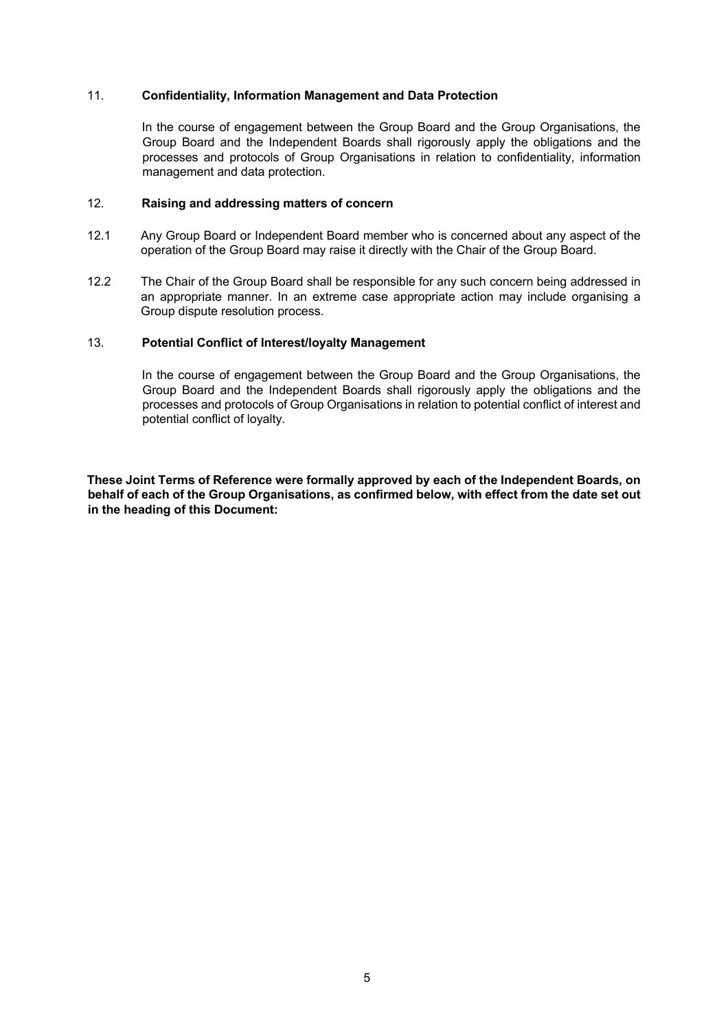## 11. **Confidentiality, Information Management and Data Protection**

In the course of engagement between the Group Board and the Group Organisations, the Group Board and the Independent Boards shall rigorously apply the obligations and the processes and protocols of Group Organisations in relation to confidentiality, information management and data protection.

## 12. **Raising and addressing matters of concern**

12.1 Any Group Board or Independent Board member who is concerned about any aspect of the operation of the Group Board may raise it directly with the Chair of the Group Board.

12.2 The Chair of the Group Board shall be responsible for any such concern being addressed in an appropriate manner. In an extreme case appropriate action may include organising a Group dispute resolution process.

## 13. **Potential Conflict of Interest/loyalty Management**

In the course of engagement between the Group Board and the Group Organisations, the Group Board and the Independent Boards shall rigorously apply the obligations and the processes and protocols of Group Organisations in relation to potential conflict of interest and potential conflict of loyalty.

**These Joint Terms of Reference were formally approved by each of the Independent Boards, on behalf of each of the Group Organisations, as confirmed below, with effect from the date set out in the heading of this Document:**